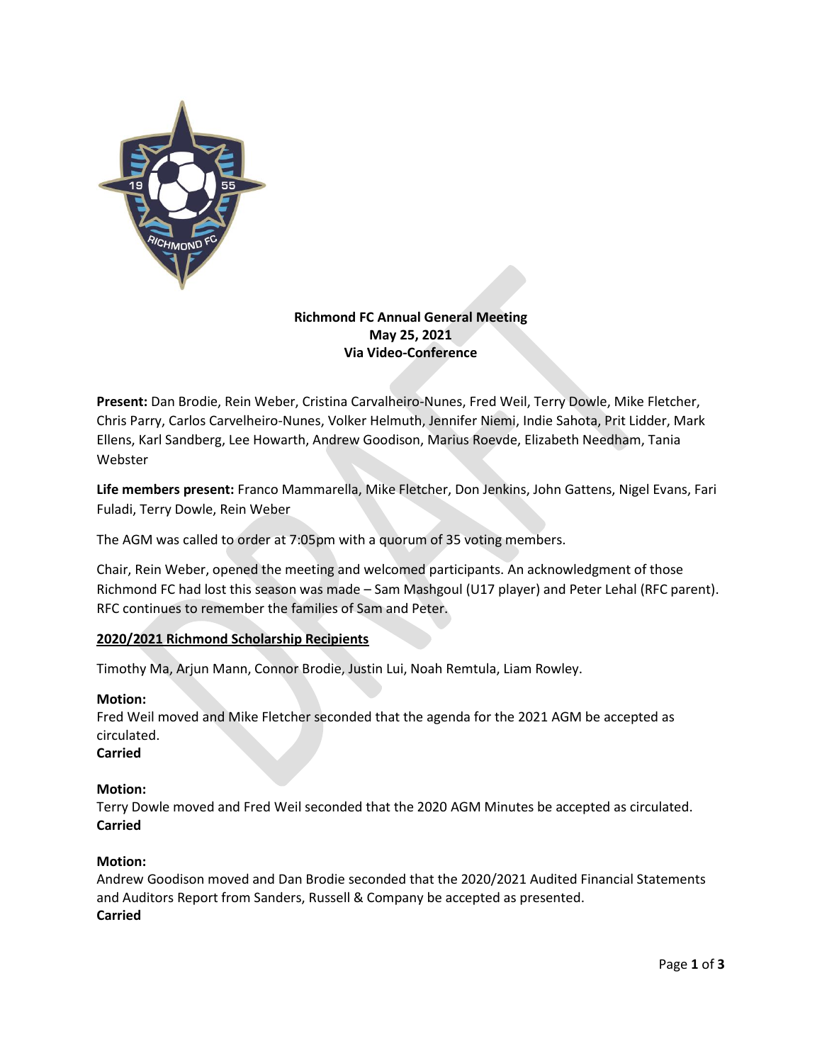**Richmond FC Annual General Meeting**
**May 25, 2021**
**Via Video-Conference**

**Present:** Dan Brodie, Rein Weber, Cristina Carvalheiro-Nunes, Fred Weil, Terry Dowle, Mike Fletcher, Chris Parry, Carlos Carvelheiro-Nunes, Volker Helmuth, Jennifer Niemi, Indie Sahota, Prit Lidder, Mark Ellens, Karl Sandberg, Lee Howarth, Andrew Goodison, Marius Roevde, Elizabeth Needham, Tania Webster

**Life members present:** Franco Mammarella, Mike Fletcher, Don Jenkins, John Gattens, Nigel Evans, Fari Fuladi, Terry Dowle, Rein Weber

The AGM was called to order at 7:05pm with a quorum of 35 voting members.

Chair, Rein Weber, opened the meeting and welcomed participants. An acknowledgment of those Richmond FC had lost this season was made – Sam Mashgoul (U17 player) and Peter Lehal (RFC parent). RFC continues to remember the families of Sam and Peter.

**2020/2021 Richmond Scholarship Recipients**

Timothy Ma, Arjun Mann, Connor Brodie, Justin Lui, Noah Remtula, Liam Rowley.

**Motion:**
Fred Weil moved and Mike Fletcher seconded that the agenda for the 2021 AGM be accepted as circulated.
**Carried**

**Motion:**
Terry Dowle moved and Fred Weil seconded that the 2020 AGM Minutes be accepted as circulated.
**Carried**

**Motion:**
Andrew Goodison moved and Dan Brodie seconded that the 2020/2021 Audited Financial Statements and Auditors Report from Sanders, Russell & Company be accepted as presented.
**Carried**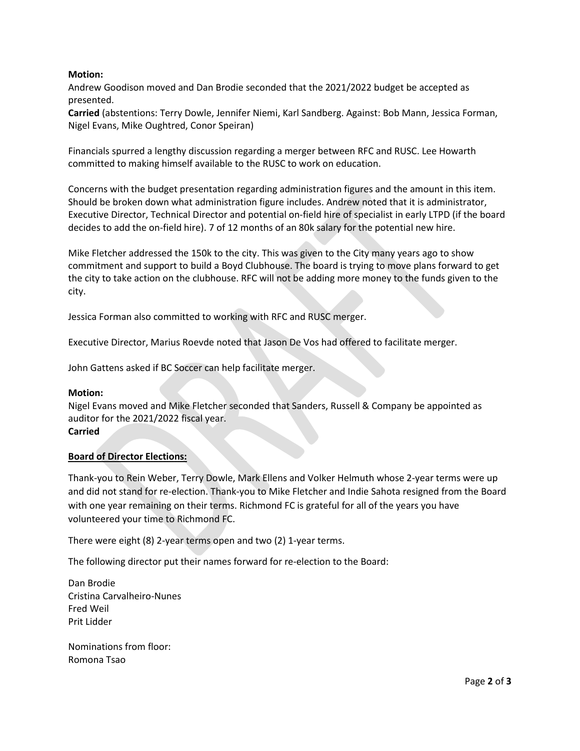**Motion:**
Andrew Goodison moved and Dan Brodie seconded that the 2021/2022 budget be accepted as presented.
**Carried** (abstentions: Terry Dowle, Jennifer Niemi, Karl Sandberg. Against: Bob Mann, Jessica Forman, Nigel Evans, Mike Oughtred, Conor Speiran)

Financials spurred a lengthy discussion regarding a merger between RFC and RUSC. Lee Howarth committed to making himself available to the RUSC to work on education.

Concerns with the budget presentation regarding administration figures and the amount in this item. Should be broken down what administration figure includes. Andrew noted that it is administrator, Executive Director, Technical Director and potential on-field hire of specialist in early LTPD (if the board decides to add the on-field hire). 7 of 12 months of an 80k salary for the potential new hire.

Mike Fletcher addressed the 150k to the city. This was given to the City many years ago to show commitment and support to build a Boyd Clubhouse. The board is trying to move plans forward to get the city to take action on the clubhouse. RFC will not be adding more money to the funds given to the city.

Jessica Forman also committed to working with RFC and RUSC merger.

Executive Director, Marius Roevde noted that Jason De Vos had offered to facilitate merger.

John Gattens asked if BC Soccer can help facilitate merger.

**Motion:**
Nigel Evans moved and Mike Fletcher seconded that Sanders, Russell & Company be appointed as auditor for the 2021/2022 fiscal year.
**Carried**

**Board of Director Elections:**

Thank-you to Rein Weber, Terry Dowle, Mark Ellens and Volker Helmuth whose 2-year terms were up and did not stand for re-election. Thank-you to Mike Fletcher and Indie Sahota resigned from the Board with one year remaining on their terms. Richmond FC is grateful for all of the years you have volunteered your time to Richmond FC.

There were eight (8) 2-year terms open and two (2) 1-year terms.

The following director put their names forward for re-election to the Board:

Dan Brodie
Cristina Carvalheiro-Nunes
Fred Weil
Prit Lidder

Nominations from floor:
Romona Tsao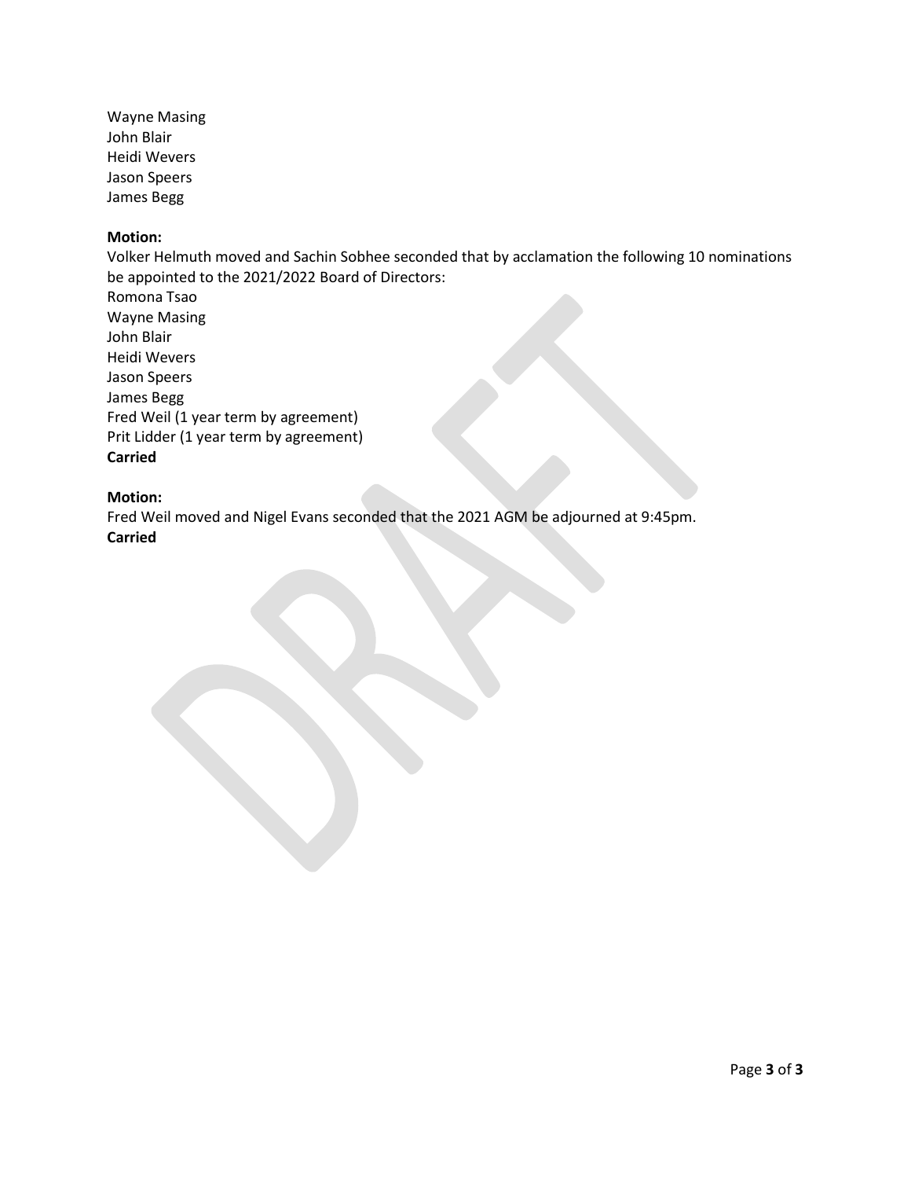Wayne Masing
John Blair
Heidi Wevers
Jason Speers
James Begg

**Motion:**
Volker Helmuth moved and Sachin Sobhee seconded that by acclamation the following 10 nominations be appointed to the 2021/2022 Board of Directors:
Romona Tsao
Wayne Masing
John Blair
Heidi Wevers
Jason Speers
James Begg
Fred Weil (1 year term by agreement)
Prit Lidder (1 year term by agreement)
**Carried**

**Motion:**
Fred Weil moved and Nigel Evans seconded that the 2021 AGM be adjourned at 9:45pm.
**Carried**